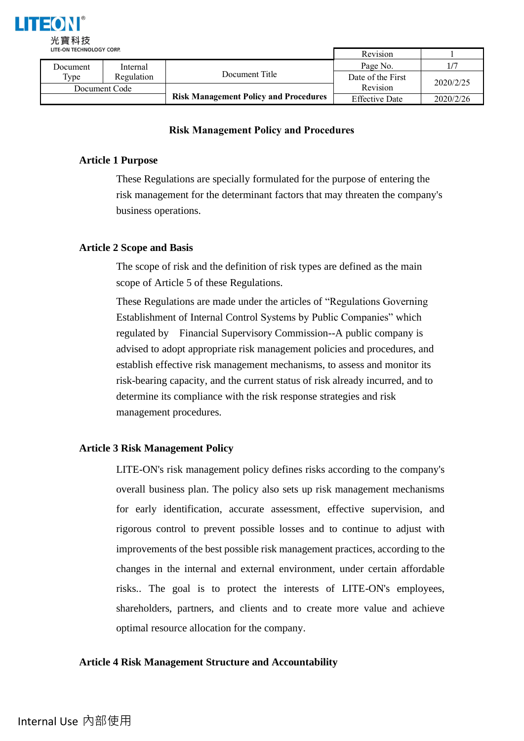| Document Type | Internal Regulation | Document Title | Revision | 1 |
|---|---|---|---|---|
| | | | Page No. | 1/7 |
| Document Code | | Risk Management Policy and Procedures | Date of the First Revision | 2020/2/25 |
| | | | Effective Date | 2020/2/26 |

# Risk Management Policy and Procedures

## Article 1 Purpose

These Regulations are specially formulated for the purpose of entering the risk management for the determinant factors that may threaten the company's business operations.

## Article 2 Scope and Basis

The scope of risk and the definition of risk types are defined as the main scope of Article 5 of these Regulations.

These Regulations are made under the articles of "Regulations Governing Establishment of Internal Control Systems by Public Companies" which regulated by Financial Supervisory Commission--A public company is advised to adopt appropriate risk management policies and procedures, and establish effective risk management mechanisms, to assess and monitor its risk-bearing capacity, and the current status of risk already incurred, and to determine its compliance with the risk response strategies and risk management procedures.

## Article 3 Risk Management Policy

LITE-ON's risk management policy defines risks according to the company's overall business plan. The policy also sets up risk management mechanisms for early identification, accurate assessment, effective supervision, and rigorous control to prevent possible losses and to continue to adjust with improvements of the best possible risk management practices, according to the changes in the internal and external environment, under certain affordable risks.. The goal is to protect the interests of LITE-ON's employees, shareholders, partners, and clients and to create more value and achieve optimal resource allocation for the company.

## Article 4 Risk Management Structure and Accountability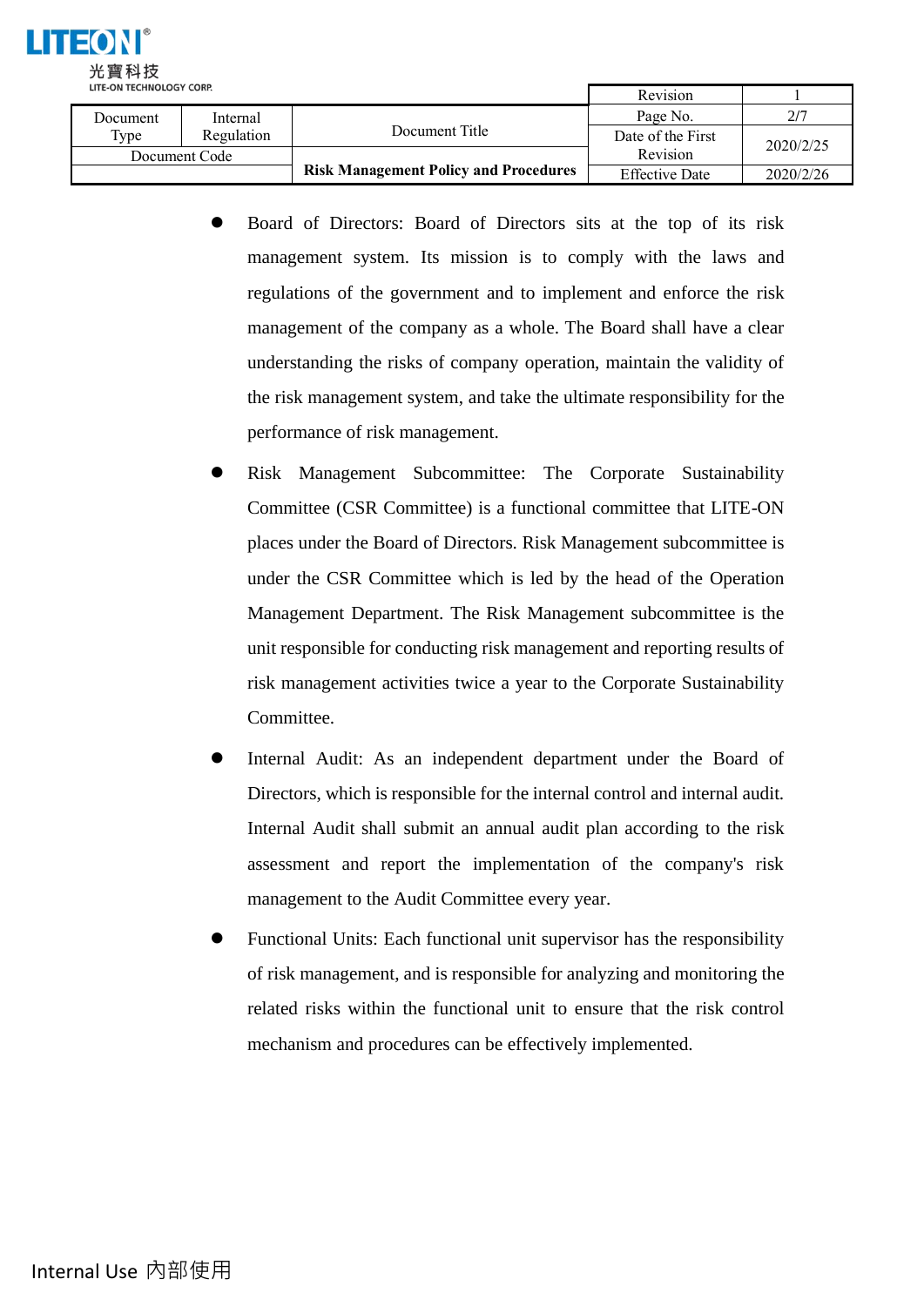- Board of Directors: Board of Directors sits at the top of its risk management system. Its mission is to comply with the laws and regulations of the government and to implement and enforce the risk management of the company as a whole. The Board shall have a clear understanding the risks of company operation, maintain the validity of the risk management system, and take the ultimate responsibility for the performance of risk management.
- Risk Management Subcommittee: The Corporate Sustainability Committee (CSR Committee) is a functional committee that LITE-ON places under the Board of Directors. Risk Management subcommittee is under the CSR Committee which is led by the head of the Operation Management Department. The Risk Management subcommittee is the unit responsible for conducting risk management and reporting results of risk management activities twice a year to the Corporate Sustainability Committee.
- Internal Audit: As an independent department under the Board of Directors, which is responsible for the internal control and internal audit. Internal Audit shall submit an annual audit plan according to the risk assessment and report the implementation of the company's risk management to the Audit Committee every year.
- Functional Units: Each functional unit supervisor has the responsibility of risk management, and is responsible for analyzing and monitoring the related risks within the functional unit to ensure that the risk control mechanism and procedures can be effectively implemented.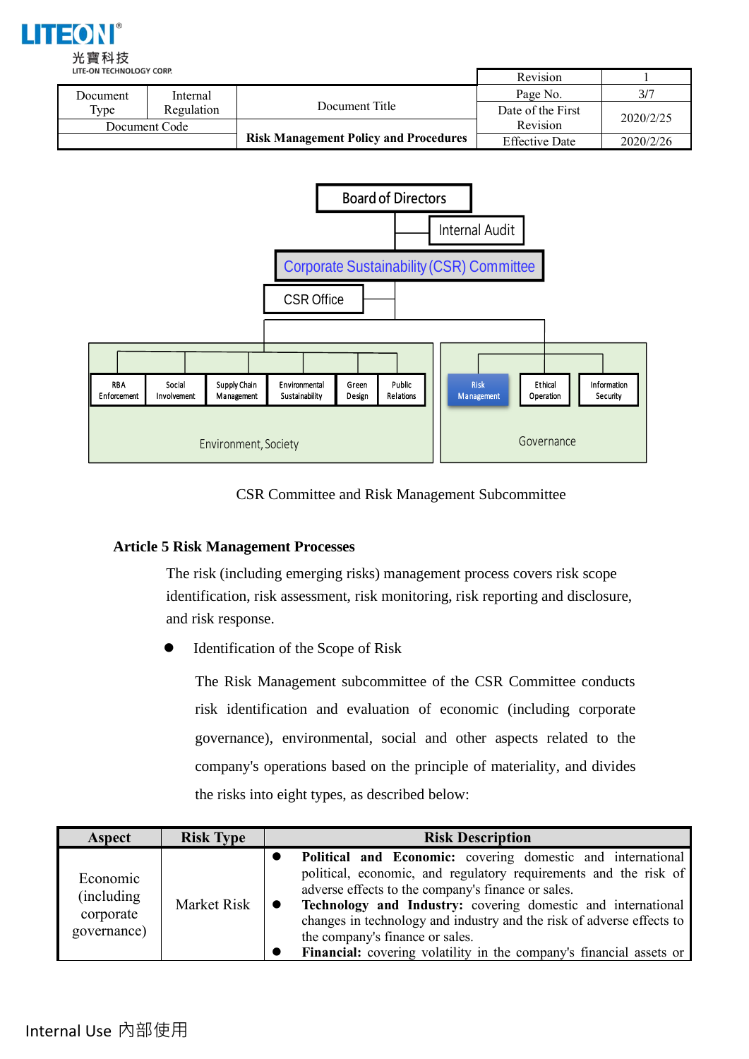Board of Directors

Internal Audit

Corporate Sustainability (CSR) Committee

CSR Office

RBA Enforcement | Social Involvement | Supply Chain Management | Environmental Sustainability | Green Design | Public Relations

Environment, Society

Risk Management | Ethical Operation | Information Security

Governance

CSR Committee and Risk Management Subcommittee

**Article 5 Risk Management Processes**

The risk (including emerging risks) management process covers risk scope identification, risk assessment, risk monitoring, risk reporting and disclosure, and risk response.

- Identification of the Scope of Risk

  The Risk Management subcommittee of the CSR Committee conducts risk identification and evaluation of economic (including corporate governance), environmental, social and other aspects related to the company's operations based on the principle of materiality, and divides the risks into eight types, as described below:

| Aspect | Risk Type | Risk Description |
|---|---|---|
| Economic (including corporate governance) | Market Risk | ● **Political and Economic:** covering domestic and international political, economic, and regulatory requirements and the risk of adverse effects to the company's finance or sales.<br>● **Technology and Industry:** covering domestic and international changes in technology and industry and the risk of adverse effects to the company's finance or sales.<br>● **Financial:** covering volatility in the company's financial assets or |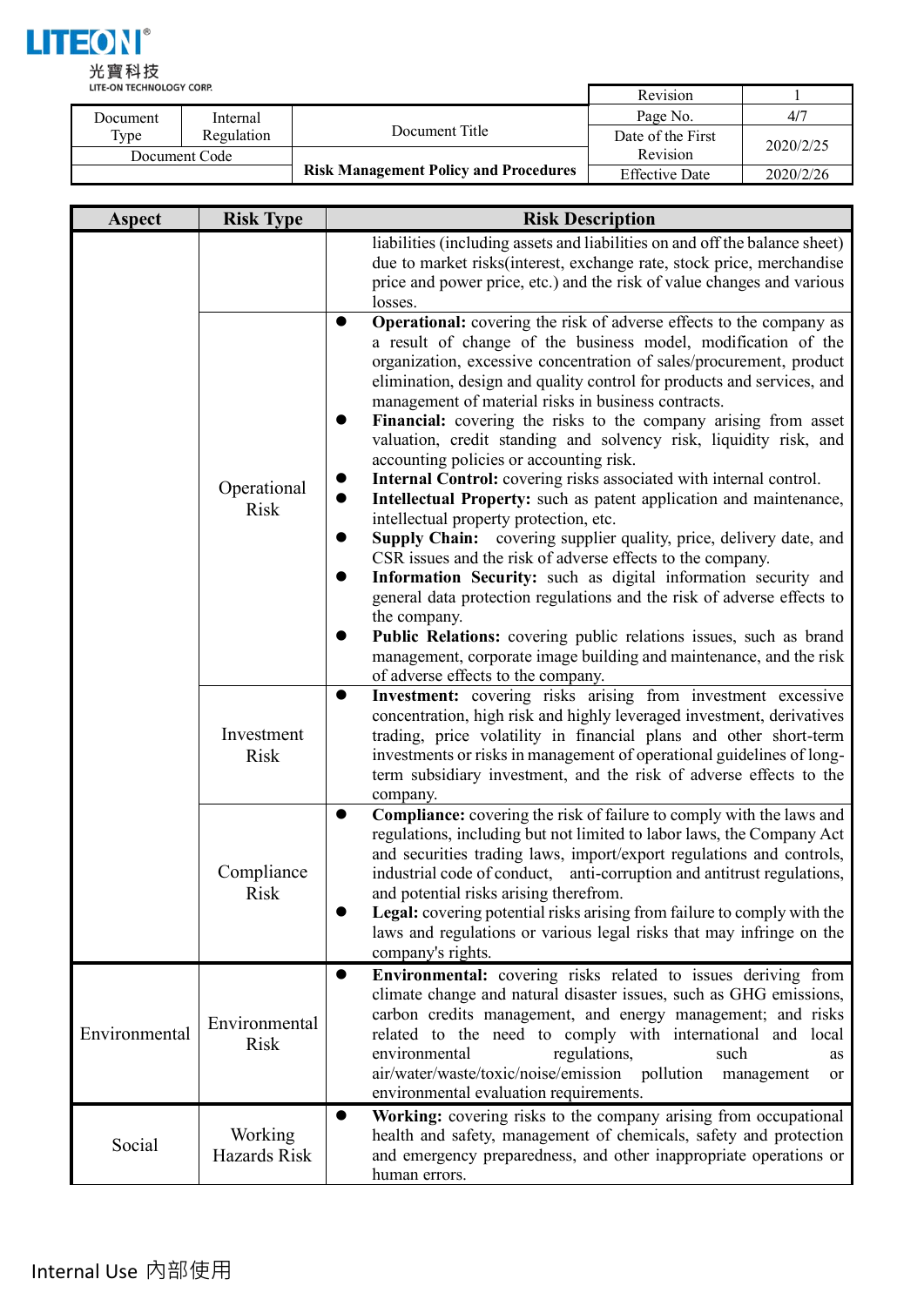| Aspect | Risk Type | Risk Description |
|---|---|---|
| | | liabilities (including assets and liabilities on and off the balance sheet) due to market risks(interest, exchange rate, stock price, merchandise price and power price, etc.) and the risk of value changes and various losses. |
| | Operational Risk | ● **Operational:** covering the risk of adverse effects to the company as a result of change of the business model, modification of the organization, excessive concentration of sales/procurement, product elimination, design and quality control for products and services, and management of material risks in business contracts.<br>● **Financial:** covering the risks to the company arising from asset valuation, credit standing and solvency risk, liquidity risk, and accounting policies or accounting risk.<br>● **Internal Control:** covering risks associated with internal control.<br>● **Intellectual Property:** such as patent application and maintenance, intellectual property protection, etc.<br>● **Supply Chain:** covering supplier quality, price, delivery date, and CSR issues and the risk of adverse effects to the company.<br>● **Information Security:** such as digital information security and general data protection regulations and the risk of adverse effects to the company.<br>● **Public Relations:** covering public relations issues, such as brand management, corporate image building and maintenance, and the risk of adverse effects to the company. |
| | Investment Risk | ● **Investment:** covering risks arising from investment excessive concentration, high risk and highly leveraged investment, derivatives trading, price volatility in financial plans and other short-term investments or risks in management of operational guidelines of long-term subsidiary investment, and the risk of adverse effects to the company. |
| | Compliance Risk | ● **Compliance:** covering the risk of failure to comply with the laws and regulations, including but not limited to labor laws, the Company Act and securities trading laws, import/export regulations and controls, industrial code of conduct, anti-corruption and antitrust regulations, and potential risks arising therefrom.<br>● **Legal:** covering potential risks arising from failure to comply with the laws and regulations or various legal risks that may infringe on the company's rights. |
| Environmental | Environmental Risk | ● **Environmental:** covering risks related to issues deriving from climate change and natural disaster issues, such as GHG emissions, carbon credits management, and energy management; and risks related to the need to comply with international and local environmental regulations, such as air/water/waste/toxic/noise/emission pollution management or environmental evaluation requirements. |
| Social | Working Hazards Risk | ● **Working:** covering risks to the company arising from occupational health and safety, management of chemicals, safety and protection and emergency preparedness, and other inappropriate operations or human errors. |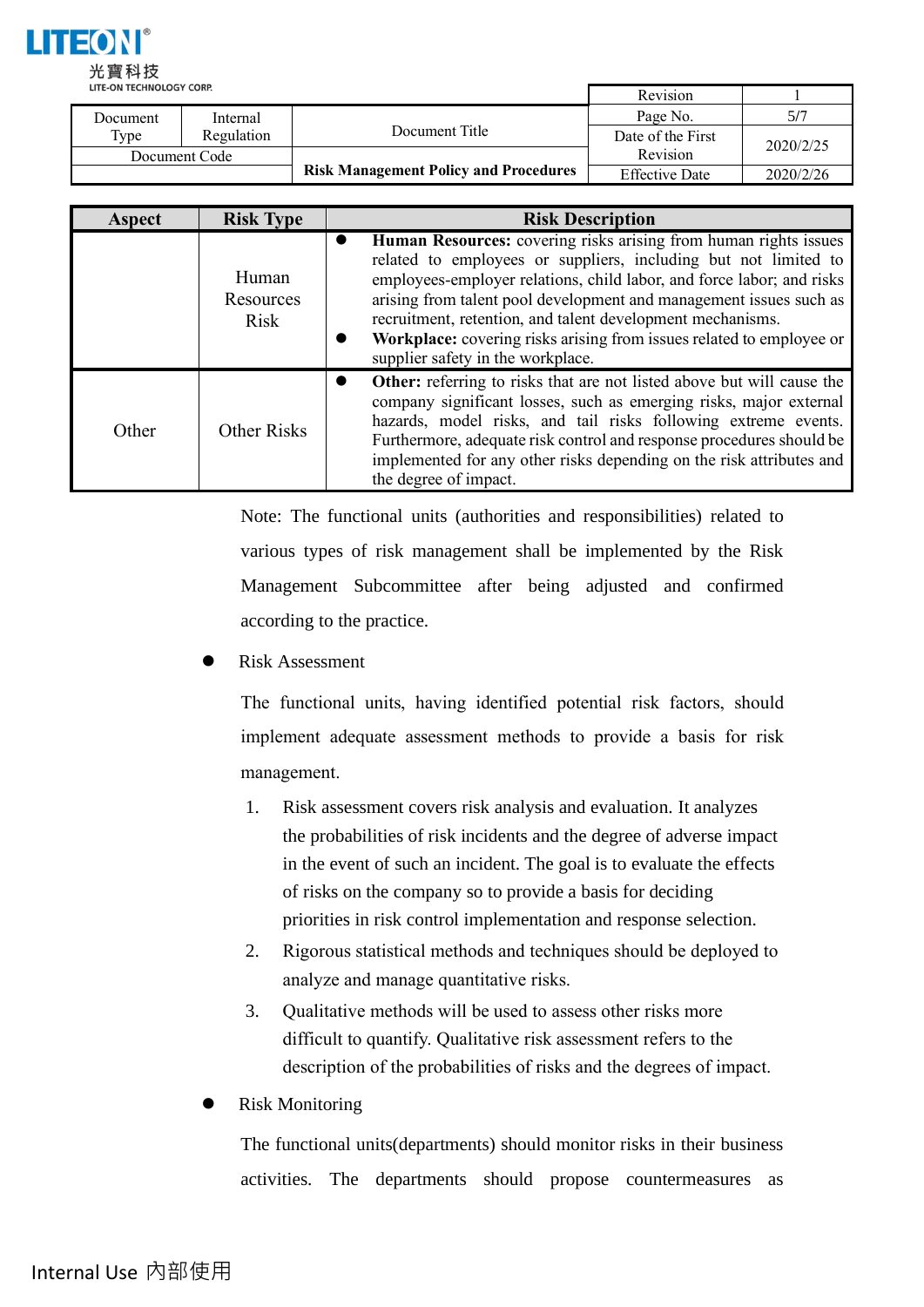| Aspect | Risk Type | Risk Description |
|---|---|---|
| | Human Resources Risk | ● **Human Resources:** covering risks arising from human rights issues related to employees or suppliers, including but not limited to employees-employer relations, child labor, and force labor; and risks arising from talent pool development and management issues such as recruitment, retention, and talent development mechanisms. ● **Workplace:** covering risks arising from issues related to employee or supplier safety in the workplace. |
| Other | Other Risks | ● **Other:** referring to risks that are not listed above but will cause the company significant losses, such as emerging risks, major external hazards, model risks, and tail risks following extreme events. Furthermore, adequate risk control and response procedures should be implemented for any other risks depending on the risk attributes and the degree of impact. |

Note: The functional units (authorities and responsibilities) related to various types of risk management shall be implemented by the Risk Management Subcommittee after being adjusted and confirmed according to the practice.

- Risk Assessment

  The functional units, having identified potential risk factors, should implement adequate assessment methods to provide a basis for risk management.

  1. Risk assessment covers risk analysis and evaluation. It analyzes the probabilities of risk incidents and the degree of adverse impact in the event of such an incident. The goal is to evaluate the effects of risks on the company so to provide a basis for deciding priorities in risk control implementation and response selection.
  2. Rigorous statistical methods and techniques should be deployed to analyze and manage quantitative risks.
  3. Qualitative methods will be used to assess other risks more difficult to quantify. Qualitative risk assessment refers to the description of the probabilities of risks and the degrees of impact.

- Risk Monitoring

  The functional units(departments) should monitor risks in their business activities. The departments should propose countermeasures as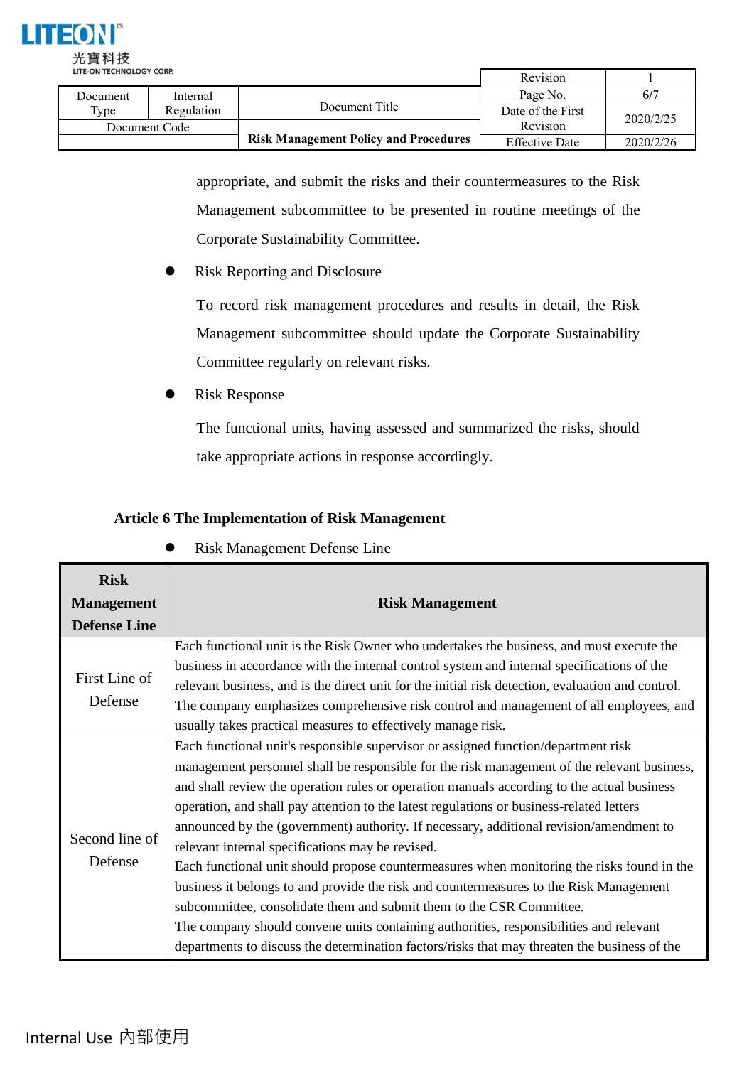appropriate, and submit the risks and their countermeasures to the Risk Management subcommittee to be presented in routine meetings of the Corporate Sustainability Committee.

- Risk Reporting and Disclosure

  To record risk management procedures and results in detail, the Risk Management subcommittee should update the Corporate Sustainability Committee regularly on relevant risks.

- Risk Response

  The functional units, having assessed and summarized the risks, should take appropriate actions in response accordingly.

**Article 6 The Implementation of Risk Management**

- Risk Management Defense Line

| Risk Management Defense Line | Risk Management |
|---|---|
| First Line of Defense | Each functional unit is the Risk Owner who undertakes the business, and must execute the business in accordance with the internal control system and internal specifications of the relevant business, and is the direct unit for the initial risk detection, evaluation and control. The company emphasizes comprehensive risk control and management of all employees, and usually takes practical measures to effectively manage risk. |
| Second line of Defense | Each functional unit's responsible supervisor or assigned function/department risk management personnel shall be responsible for the risk management of the relevant business, and shall review the operation rules or operation manuals according to the actual business operation, and shall pay attention to the latest regulations or business-related letters announced by the (government) authority. If necessary, additional revision/amendment to relevant internal specifications may be revised.<br>Each functional unit should propose countermeasures when monitoring the risks found in the business it belongs to and provide the risk and countermeasures to the Risk Management subcommittee, consolidate them and submit them to the CSR Committee.<br>The company should convene units containing authorities, responsibilities and relevant departments to discuss the determination factors/risks that may threaten the business of the |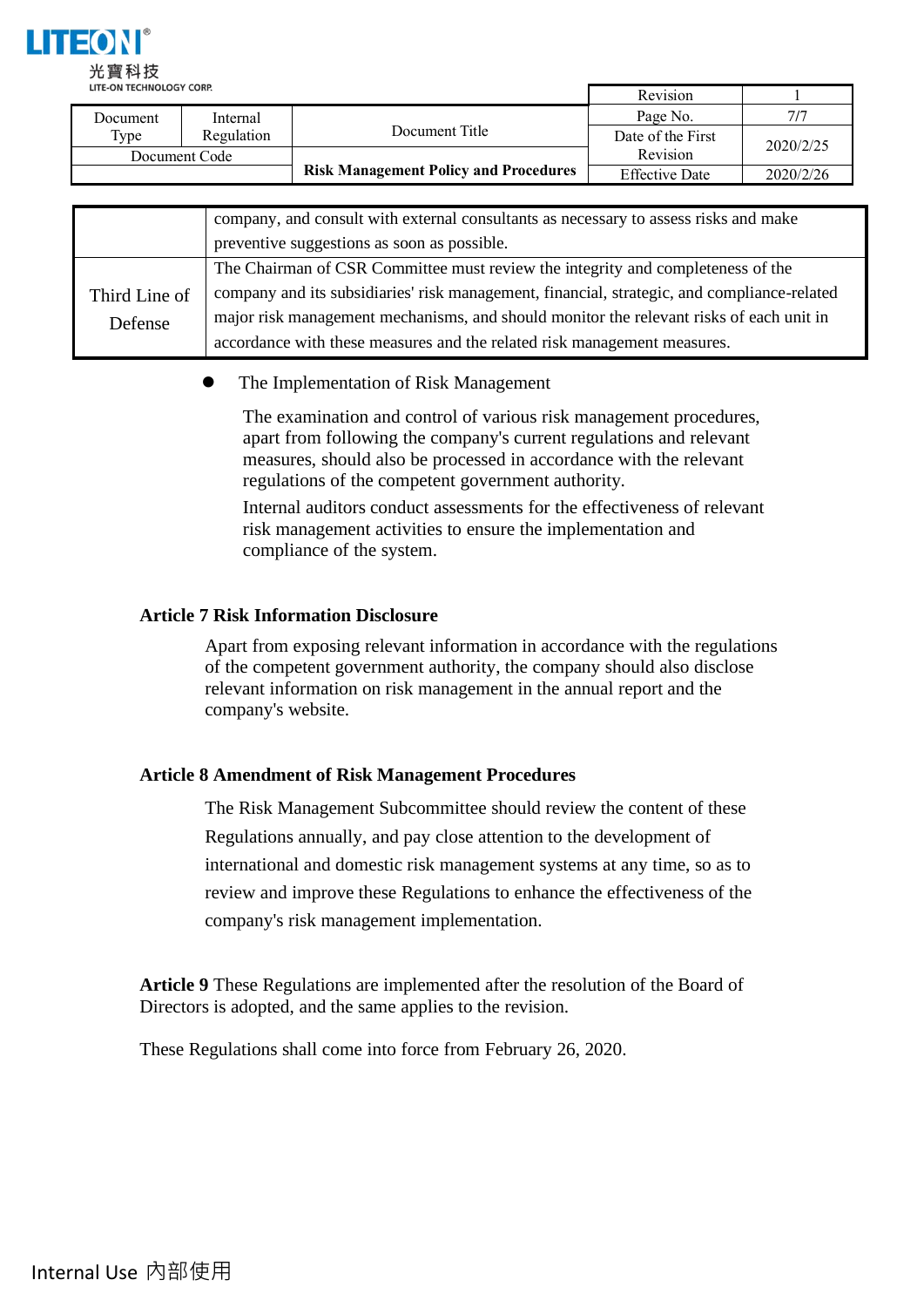| | |
|---|---|
| | company, and consult with external consultants as necessary to assess risks and make preventive suggestions as soon as possible. |
| Third Line of Defense | The Chairman of CSR Committee must review the integrity and completeness of the company and its subsidiaries' risk management, financial, strategic, and compliance-related major risk management mechanisms, and should monitor the relevant risks of each unit in accordance with these measures and the related risk management measures. |

- The Implementation of Risk Management

  The examination and control of various risk management procedures, apart from following the company's current regulations and relevant measures, should also be processed in accordance with the relevant regulations of the competent government authority.

  Internal auditors conduct assessments for the effectiveness of relevant risk management activities to ensure the implementation and compliance of the system.

**Article 7 Risk Information Disclosure**

Apart from exposing relevant information in accordance with the regulations of the competent government authority, the company should also disclose relevant information on risk management in the annual report and the company's website.

**Article 8 Amendment of Risk Management Procedures**

The Risk Management Subcommittee should review the content of these Regulations annually, and pay close attention to the development of international and domestic risk management systems at any time, so as to review and improve these Regulations to enhance the effectiveness of the company's risk management implementation.

**Article 9** These Regulations are implemented after the resolution of the Board of Directors is adopted, and the same applies to the revision.

These Regulations shall come into force from February 26, 2020.